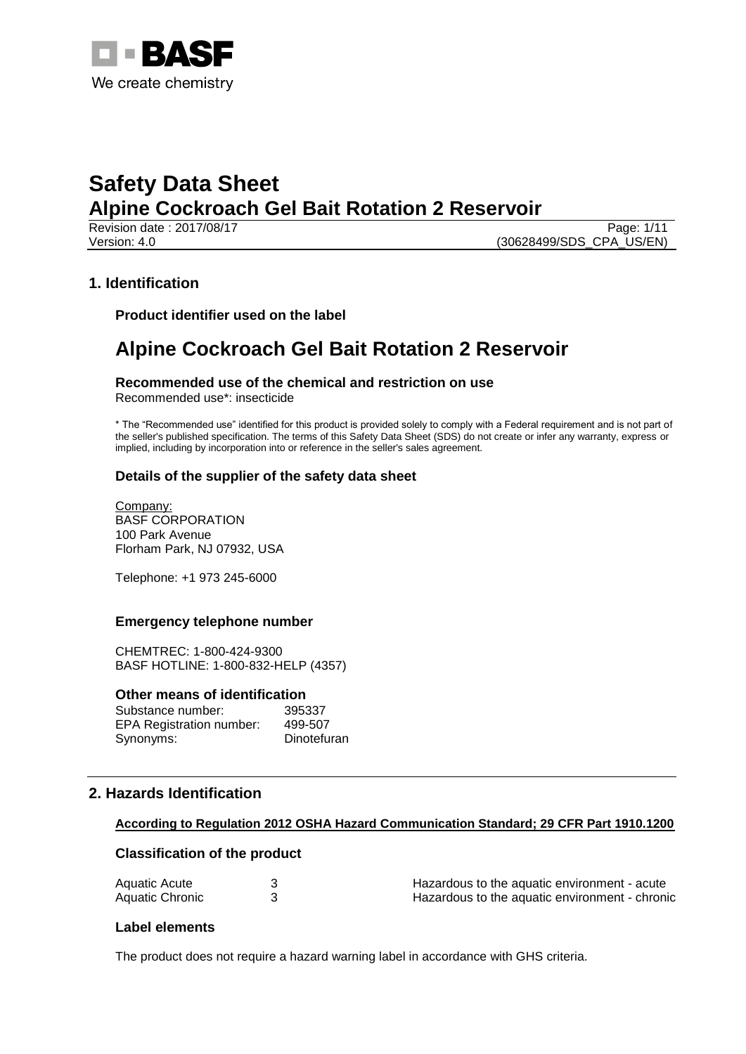# Safety Data Sheet

## Alpine Cockroach Gel Bait Rotation 2 Reservoir

Revision date : 2017/08/17
Version: 4.0
(30628499/SDS_CPA_US/EN)

## 1. Identification

### Product identifier used on the label

# Alpine Cockroach Gel Bait Rotation 2 Reservoir

### Recommended use of the chemical and restriction on use

Recommended use*: insecticide

* The "Recommended use" identified for this product is provided solely to comply with a Federal requirement and is not part of the seller's published specification. The terms of this Safety Data Sheet (SDS) do not create or infer any warranty, express or implied, including by incorporation into or reference in the seller's sales agreement.

### Details of the supplier of the safety data sheet

Company:
BASF CORPORATION
100 Park Avenue
Florham Park, NJ 07932, USA

Telephone: +1 973 245-6000

### Emergency telephone number

CHEMTREC: 1-800-424-9300
BASF HOTLINE: 1-800-832-HELP (4357)

### Other means of identification

| | |
|---|---|
| Substance number: | 395337 |
| EPA Registration number: | 499-507 |
| Synonyms: | Dinotefuran |

## 2. Hazards Identification

**According to Regulation 2012 OSHA Hazard Communication Standard; 29 CFR Part 1910.1200**

### Classification of the product

| | | |
|---|---|---|
| Aquatic Acute | 3 | Hazardous to the aquatic environment - acute |
| Aquatic Chronic | 3 | Hazardous to the aquatic environment - chronic |

### Label elements

The product does not require a hazard warning label in accordance with GHS criteria.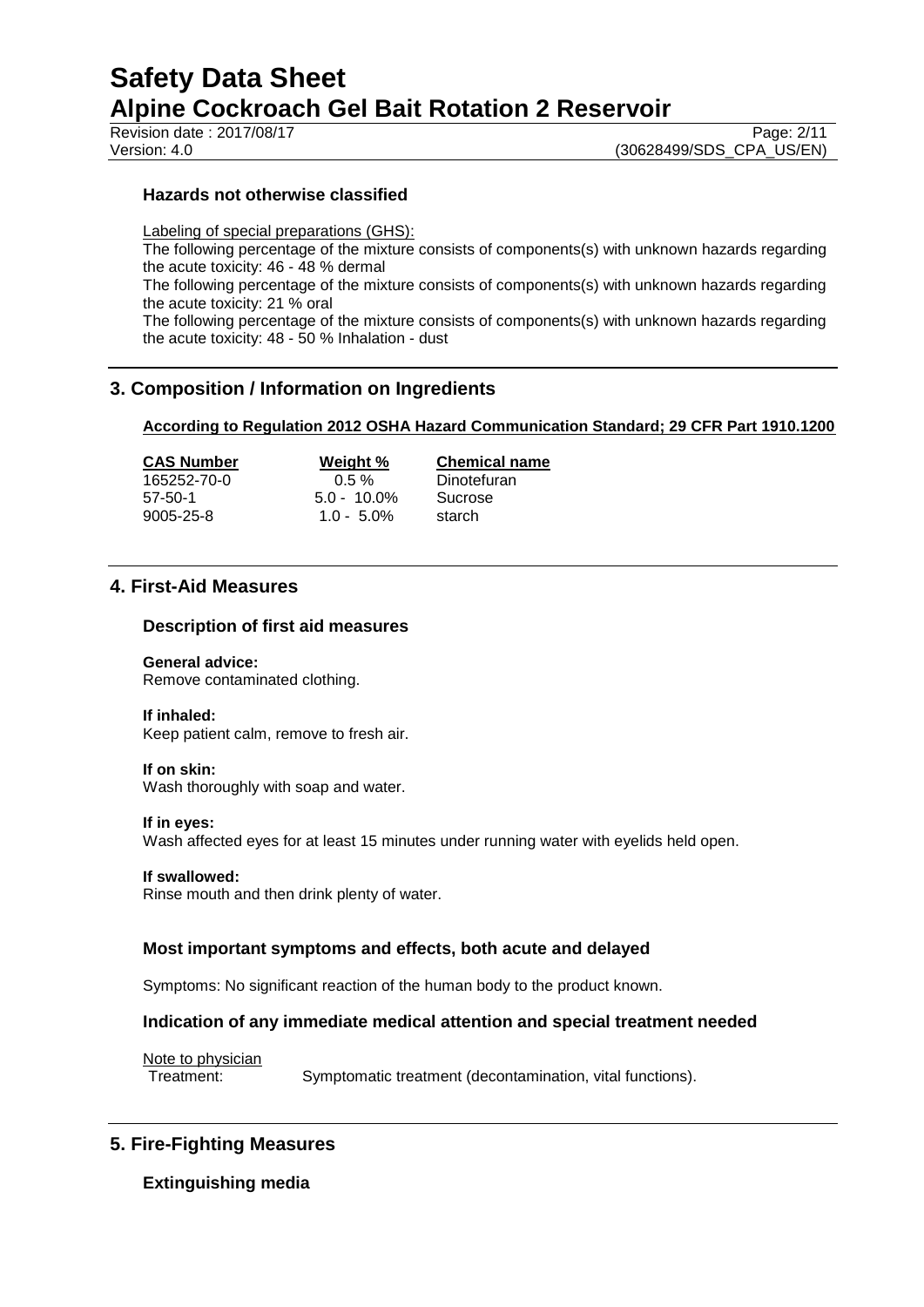### Hazards not otherwise classified

Labeling of special preparations (GHS):

The following percentage of the mixture consists of components(s) with unknown hazards regarding the acute toxicity: 46 - 48 % dermal

The following percentage of the mixture consists of components(s) with unknown hazards regarding the acute toxicity: 21 % oral

The following percentage of the mixture consists of components(s) with unknown hazards regarding the acute toxicity: 48 - 50 % Inhalation - dust

## 3. Composition / Information on Ingredients

**According to Regulation 2012 OSHA Hazard Communication Standard; 29 CFR Part 1910.1200**

| CAS Number | Weight % | Chemical name |
|---|---|---|
| 165252-70-0 | 0.5 % | Dinotefuran |
| 57-50-1 | 5.0 - 10.0% | Sucrose |
| 9005-25-8 | 1.0 - 5.0% | starch |

## 4. First-Aid Measures

### Description of first aid measures

**General advice:**
Remove contaminated clothing.

**If inhaled:**
Keep patient calm, remove to fresh air.

**If on skin:**
Wash thoroughly with soap and water.

**If in eyes:**
Wash affected eyes for at least 15 minutes under running water with eyelids held open.

**If swallowed:**
Rinse mouth and then drink plenty of water.

### Most important symptoms and effects, both acute and delayed

Symptoms: No significant reaction of the human body to the product known.

### Indication of any immediate medical attention and special treatment needed

Note to physician

Treatment: Symptomatic treatment (decontamination, vital functions).

## 5. Fire-Fighting Measures

### Extinguishing media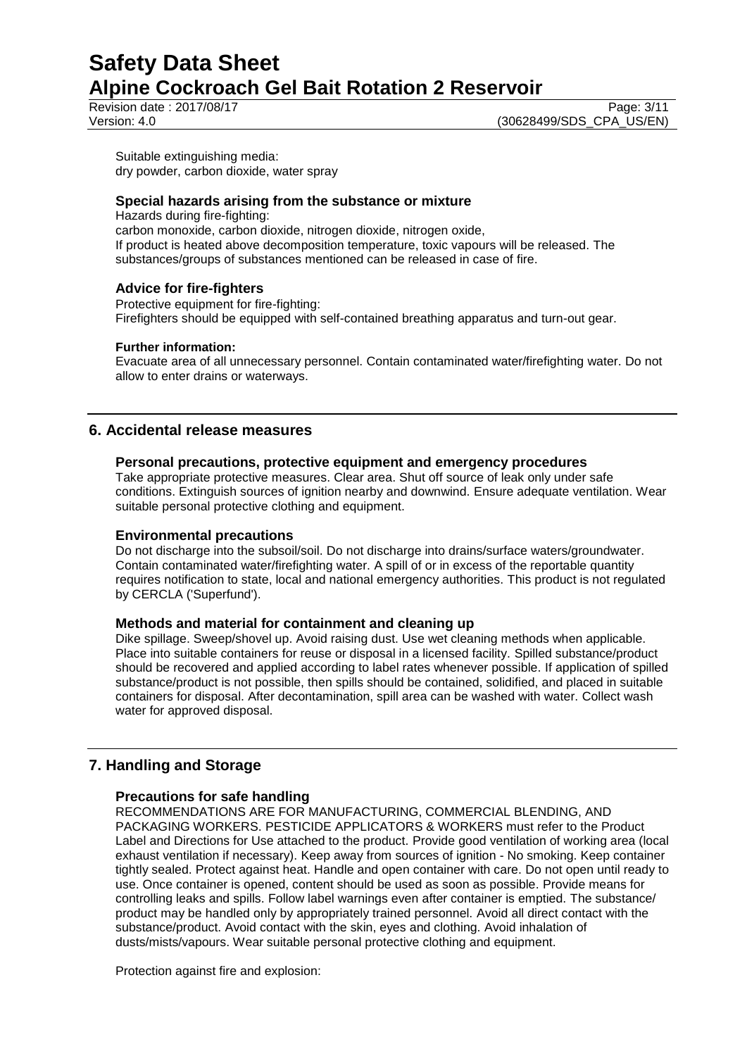Suitable extinguishing media:
dry powder, carbon dioxide, water spray

### Special hazards arising from the substance or mixture

Hazards during fire-fighting:
carbon monoxide, carbon dioxide, nitrogen dioxide, nitrogen oxide,
If product is heated above decomposition temperature, toxic vapours will be released. The substances/groups of substances mentioned can be released in case of fire.

### Advice for fire-fighters

Protective equipment for fire-fighting:
Firefighters should be equipped with self-contained breathing apparatus and turn-out gear.

**Further information:**
Evacuate area of all unnecessary personnel. Contain contaminated water/firefighting water. Do not allow to enter drains or waterways.

## 6. Accidental release measures

### Personal precautions, protective equipment and emergency procedures

Take appropriate protective measures. Clear area. Shut off source of leak only under safe conditions. Extinguish sources of ignition nearby and downwind. Ensure adequate ventilation. Wear suitable personal protective clothing and equipment.

### Environmental precautions

Do not discharge into the subsoil/soil. Do not discharge into drains/surface waters/groundwater. Contain contaminated water/firefighting water. A spill of or in excess of the reportable quantity requires notification to state, local and national emergency authorities. This product is not regulated by CERCLA ('Superfund').

### Methods and material for containment and cleaning up

Dike spillage. Sweep/shovel up. Avoid raising dust. Use wet cleaning methods when applicable. Place into suitable containers for reuse or disposal in a licensed facility. Spilled substance/product should be recovered and applied according to label rates whenever possible. If application of spilled substance/product is not possible, then spills should be contained, solidified, and placed in suitable containers for disposal. After decontamination, spill area can be washed with water. Collect wash water for approved disposal.

## 7. Handling and Storage

### Precautions for safe handling

RECOMMENDATIONS ARE FOR MANUFACTURING, COMMERCIAL BLENDING, AND PACKAGING WORKERS. PESTICIDE APPLICATORS & WORKERS must refer to the Product Label and Directions for Use attached to the product. Provide good ventilation of working area (local exhaust ventilation if necessary). Keep away from sources of ignition - No smoking. Keep container tightly sealed. Protect against heat. Handle and open container with care. Do not open until ready to use. Once container is opened, content should be used as soon as possible. Provide means for controlling leaks and spills. Follow label warnings even after container is emptied. The substance/ product may be handled only by appropriately trained personnel. Avoid all direct contact with the substance/product. Avoid contact with the skin, eyes and clothing. Avoid inhalation of dusts/mists/vapours. Wear suitable personal protective clothing and equipment.

Protection against fire and explosion: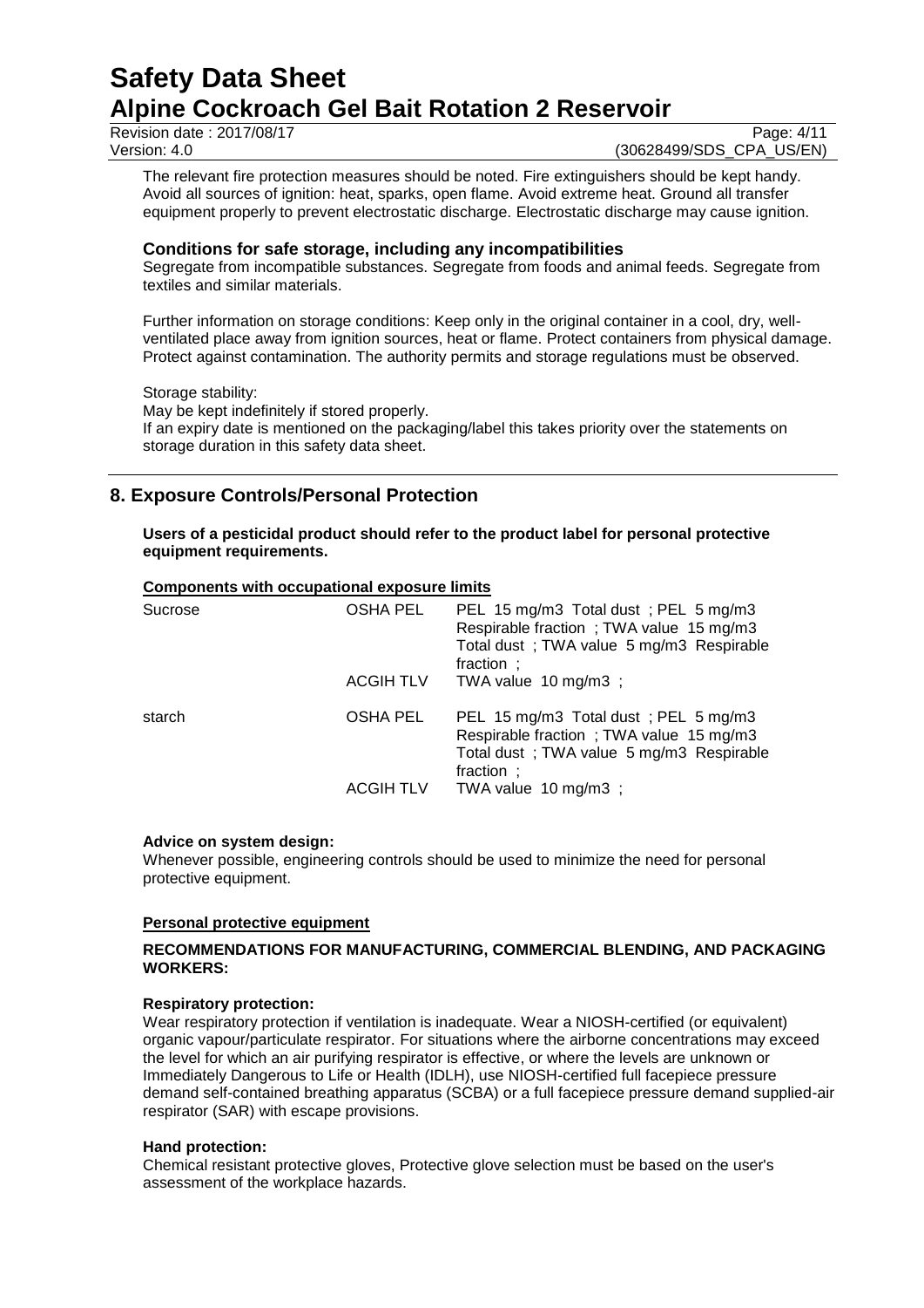The relevant fire protection measures should be noted. Fire extinguishers should be kept handy. Avoid all sources of ignition: heat, sparks, open flame. Avoid extreme heat. Ground all transfer equipment properly to prevent electrostatic discharge. Electrostatic discharge may cause ignition.

### Conditions for safe storage, including any incompatibilities

Segregate from incompatible substances. Segregate from foods and animal feeds. Segregate from textiles and similar materials.

Further information on storage conditions: Keep only in the original container in a cool, dry, well-ventilated place away from ignition sources, heat or flame. Protect containers from physical damage. Protect against contamination. The authority permits and storage regulations must be observed.

Storage stability:
May be kept indefinitely if stored properly.
If an expiry date is mentioned on the packaging/label this takes priority over the statements on storage duration in this safety data sheet.

## 8. Exposure Controls/Personal Protection

**Users of a pesticidal product should refer to the product label for personal protective equipment requirements.**

**Components with occupational exposure limits**

| | | |
|---|---|---|
| Sucrose | OSHA PEL | PEL 15 mg/m3 Total dust ; PEL 5 mg/m3 Respirable fraction ; TWA value 15 mg/m3 Total dust ; TWA value 5 mg/m3 Respirable fraction ; |
| | ACGIH TLV | TWA value 10 mg/m3 ; |
| starch | OSHA PEL | PEL 15 mg/m3 Total dust ; PEL 5 mg/m3 Respirable fraction ; TWA value 15 mg/m3 Total dust ; TWA value 5 mg/m3 Respirable fraction ; |
| | ACGIH TLV | TWA value 10 mg/m3 ; |

**Advice on system design:**
Whenever possible, engineering controls should be used to minimize the need for personal protective equipment.

**Personal protective equipment**

**RECOMMENDATIONS FOR MANUFACTURING, COMMERCIAL BLENDING, AND PACKAGING WORKERS:**

**Respiratory protection:**
Wear respiratory protection if ventilation is inadequate. Wear a NIOSH-certified (or equivalent) organic vapour/particulate respirator. For situations where the airborne concentrations may exceed the level for which an air purifying respirator is effective, or where the levels are unknown or Immediately Dangerous to Life or Health (IDLH), use NIOSH-certified full facepiece pressure demand self-contained breathing apparatus (SCBA) or a full facepiece pressure demand supplied-air respirator (SAR) with escape provisions.

**Hand protection:**
Chemical resistant protective gloves, Protective glove selection must be based on the user's assessment of the workplace hazards.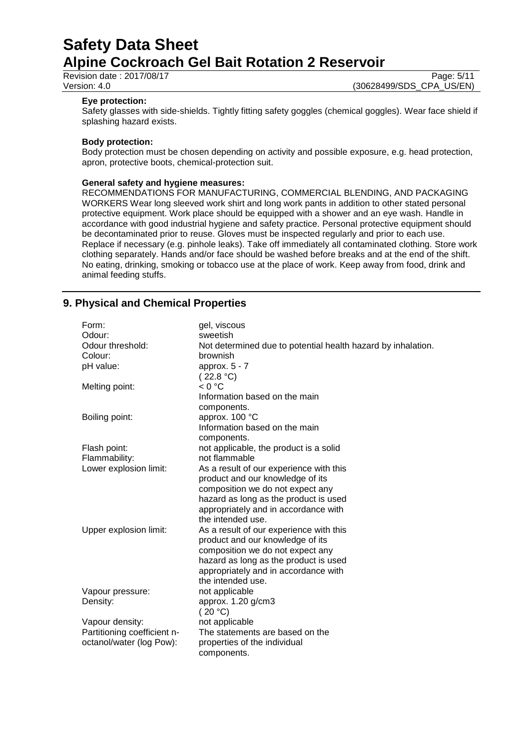**Eye protection:**

Safety glasses with side-shields. Tightly fitting safety goggles (chemical goggles). Wear face shield if splashing hazard exists.

**Body protection:**

Body protection must be chosen depending on activity and possible exposure, e.g. head protection, apron, protective boots, chemical-protection suit.

**General safety and hygiene measures:**

RECOMMENDATIONS FOR MANUFACTURING, COMMERCIAL BLENDING, AND PACKAGING WORKERS Wear long sleeved work shirt and long work pants in addition to other stated personal protective equipment. Work place should be equipped with a shower and an eye wash. Handle in accordance with good industrial hygiene and safety practice. Personal protective equipment should be decontaminated prior to reuse. Gloves must be inspected regularly and prior to each use. Replace if necessary (e.g. pinhole leaks). Take off immediately all contaminated clothing. Store work clothing separately. Hands and/or face should be washed before breaks and at the end of the shift. No eating, drinking, smoking or tobacco use at the place of work. Keep away from food, drink and animal feeding stuffs.

## 9. Physical and Chemical Properties

| | |
|---|---|
| Form: | gel, viscous |
| Odour: | sweetish |
| Odour threshold: | Not determined due to potential health hazard by inhalation. |
| Colour: | brownish |
| pH value: | approx. 5 - 7 ( 22.8 °C) |
| Melting point: | < 0 °C Information based on the main components. |
| Boiling point: | approx. 100 °C Information based on the main components. |
| Flash point: | not applicable, the product is a solid |
| Flammability: | not flammable |
| Lower explosion limit: | As a result of our experience with this product and our knowledge of its composition we do not expect any hazard as long as the product is used appropriately and in accordance with the intended use. |
| Upper explosion limit: | As a result of our experience with this product and our knowledge of its composition we do not expect any hazard as long as the product is used appropriately and in accordance with the intended use. |
| Vapour pressure: | not applicable |
| Density: | approx. 1.20 g/cm3 ( 20 °C) |
| Vapour density: | not applicable |
| Partitioning coefficient n-octanol/water (log Pow): | The statements are based on the properties of the individual components. |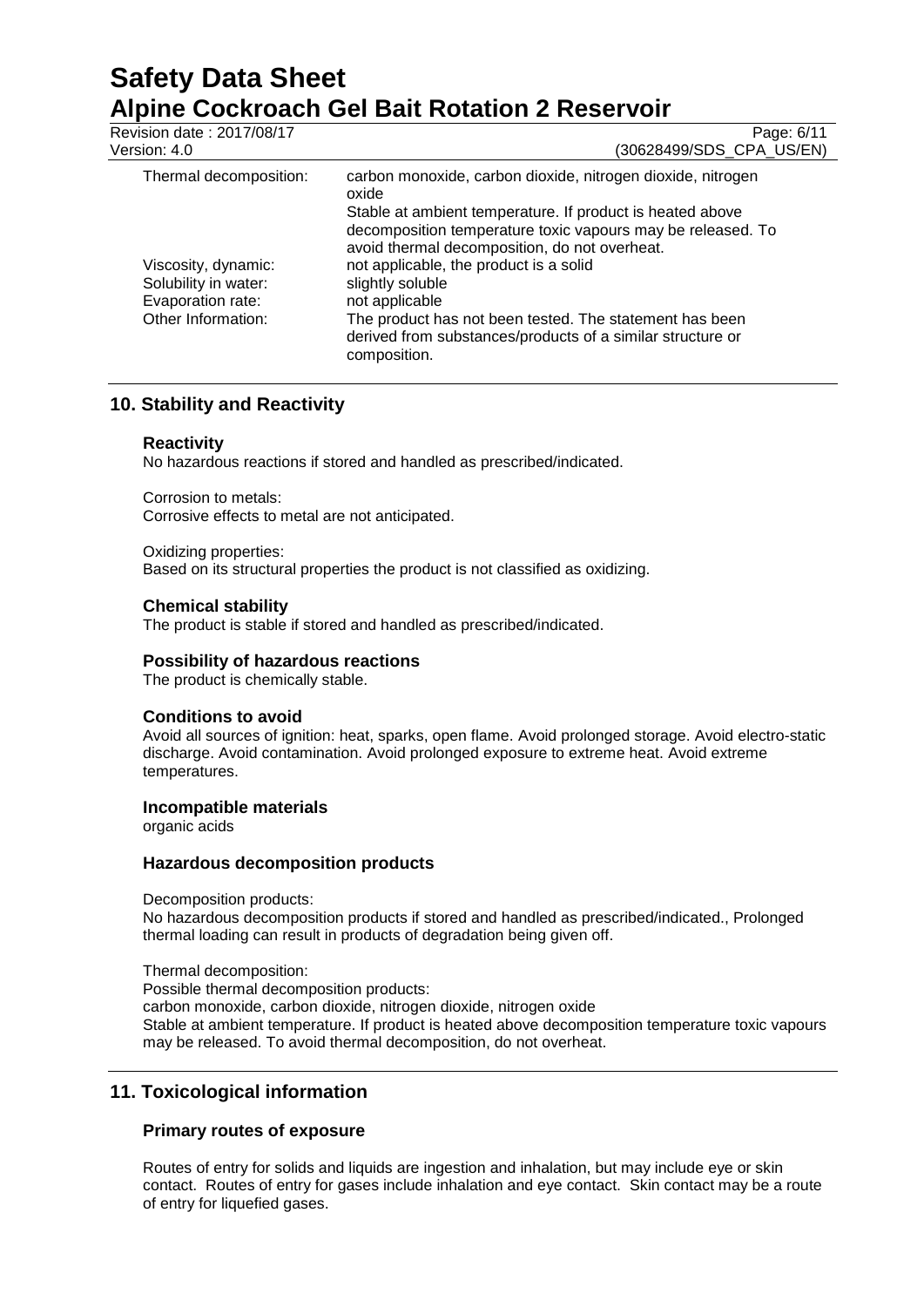| | |
|---|---|
| Thermal decomposition: | carbon monoxide, carbon dioxide, nitrogen dioxide, nitrogen oxide<br>Stable at ambient temperature. If product is heated above decomposition temperature toxic vapours may be released. To avoid thermal decomposition, do not overheat. |
| Viscosity, dynamic: | not applicable, the product is a solid |
| Solubility in water: | slightly soluble |
| Evaporation rate: | not applicable |
| Other Information: | The product has not been tested. The statement has been derived from substances/products of a similar structure or composition. |

## 10. Stability and Reactivity

### Reactivity

No hazardous reactions if stored and handled as prescribed/indicated.

Corrosion to metals:
Corrosive effects to metal are not anticipated.

Oxidizing properties:
Based on its structural properties the product is not classified as oxidizing.

### Chemical stability

The product is stable if stored and handled as prescribed/indicated.

### Possibility of hazardous reactions

The product is chemically stable.

### Conditions to avoid

Avoid all sources of ignition: heat, sparks, open flame. Avoid prolonged storage. Avoid electro-static discharge. Avoid contamination. Avoid prolonged exposure to extreme heat. Avoid extreme temperatures.

### Incompatible materials

organic acids

### Hazardous decomposition products

Decomposition products:
No hazardous decomposition products if stored and handled as prescribed/indicated., Prolonged thermal loading can result in products of degradation being given off.

Thermal decomposition:
Possible thermal decomposition products:
carbon monoxide, carbon dioxide, nitrogen dioxide, nitrogen oxide
Stable at ambient temperature. If product is heated above decomposition temperature toxic vapours may be released. To avoid thermal decomposition, do not overheat.

## 11. Toxicological information

### Primary routes of exposure

Routes of entry for solids and liquids are ingestion and inhalation, but may include eye or skin contact. Routes of entry for gases include inhalation and eye contact. Skin contact may be a route of entry for liquefied gases.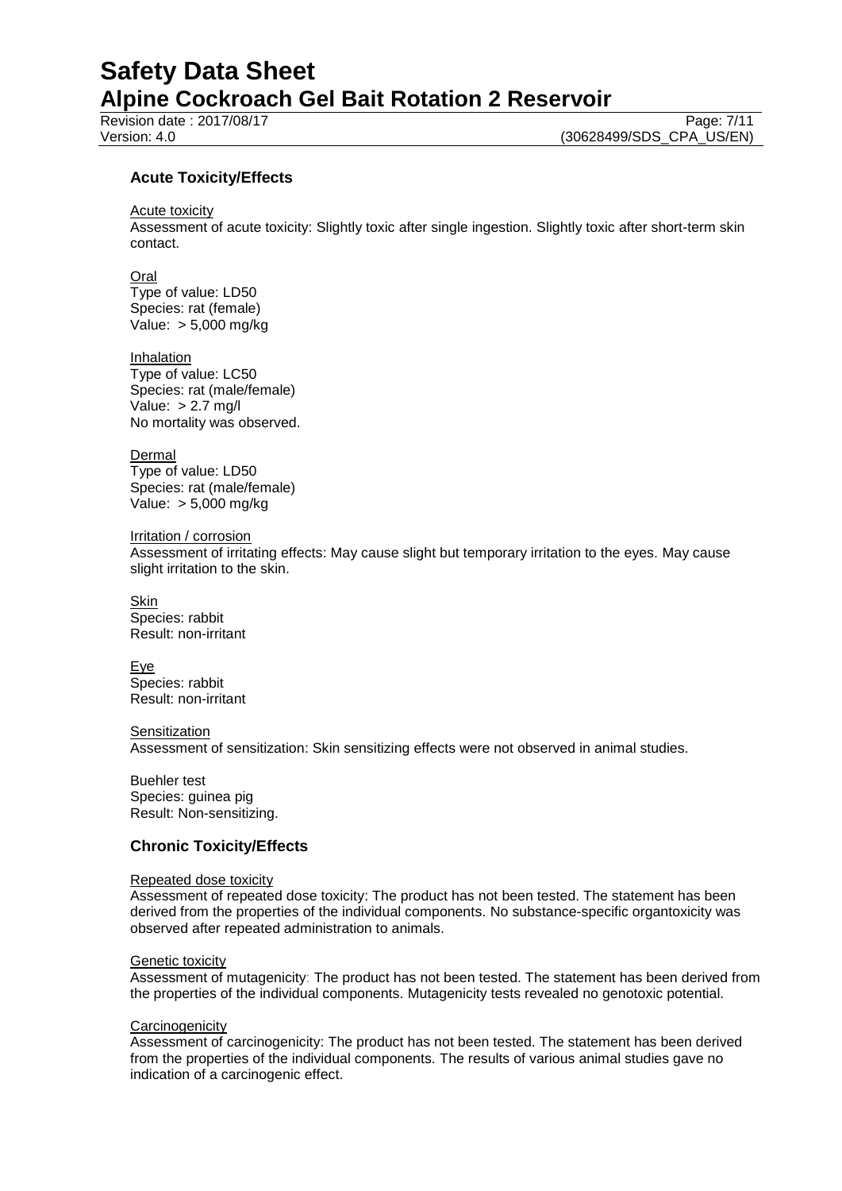## Acute Toxicity/Effects

Acute toxicity

Assessment of acute toxicity: Slightly toxic after single ingestion. Slightly toxic after short-term skin contact.

Oral

Type of value: LD50

Species: rat (female)

Value: > 5,000 mg/kg

Inhalation

Type of value: LC50

Species: rat (male/female)

Value: > 2.7 mg/l

No mortality was observed.

Dermal

Type of value: LD50

Species: rat (male/female)

Value: > 5,000 mg/kg

Irritation / corrosion

Assessment of irritating effects: May cause slight but temporary irritation to the eyes. May cause slight irritation to the skin.

Skin

Species: rabbit

Result: non-irritant

Eye

Species: rabbit

Result: non-irritant

Sensitization

Assessment of sensitization: Skin sensitizing effects were not observed in animal studies.

Buehler test

Species: guinea pig

Result: Non-sensitizing.

## Chronic Toxicity/Effects

Repeated dose toxicity

Assessment of repeated dose toxicity: The product has not been tested. The statement has been derived from the properties of the individual components. No substance-specific organtoxicity was observed after repeated administration to animals.

Genetic toxicity

Assessment of mutagenicity: The product has not been tested. The statement has been derived from the properties of the individual components. Mutagenicity tests revealed no genotoxic potential.

Carcinogenicity

Assessment of carcinogenicity: The product has not been tested. The statement has been derived from the properties of the individual components. The results of various animal studies gave no indication of a carcinogenic effect.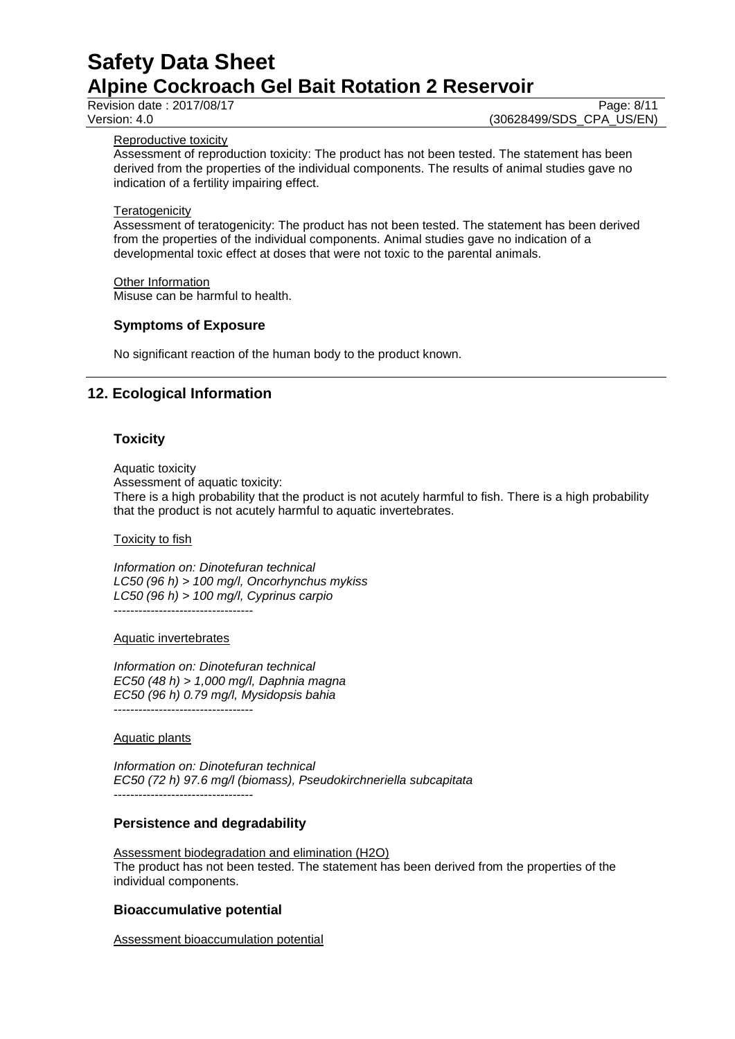Reproductive toxicity

Assessment of reproduction toxicity: The product has not been tested. The statement has been derived from the properties of the individual components. The results of animal studies gave no indication of a fertility impairing effect.

Teratogenicity

Assessment of teratogenicity: The product has not been tested. The statement has been derived from the properties of the individual components. Animal studies gave no indication of a developmental toxic effect at doses that were not toxic to the parental animals.

Other Information

Misuse can be harmful to health.

### Symptoms of Exposure

No significant reaction of the human body to the product known.

## 12. Ecological Information

### Toxicity

Aquatic toxicity

Assessment of aquatic toxicity:

There is a high probability that the product is not acutely harmful to fish. There is a high probability that the product is not acutely harmful to aquatic invertebrates.

Toxicity to fish

*Information on: Dinotefuran technical*
*LC50 (96 h) > 100 mg/l, Oncorhynchus mykiss*
*LC50 (96 h) > 100 mg/l, Cyprinus carpio*

----------------------------------

Aquatic invertebrates

*Information on: Dinotefuran technical*
*EC50 (48 h) > 1,000 mg/l, Daphnia magna*
*EC50 (96 h) 0.79 mg/l, Mysidopsis bahia*

----------------------------------

Aquatic plants

*Information on: Dinotefuran technical*
*EC50 (72 h) 97.6 mg/l (biomass), Pseudokirchneriella subcapitata*

----------------------------------

### Persistence and degradability

Assessment biodegradation and elimination ($H_2O$)

The product has not been tested. The statement has been derived from the properties of the individual components.

### Bioaccumulative potential

Assessment bioaccumulation potential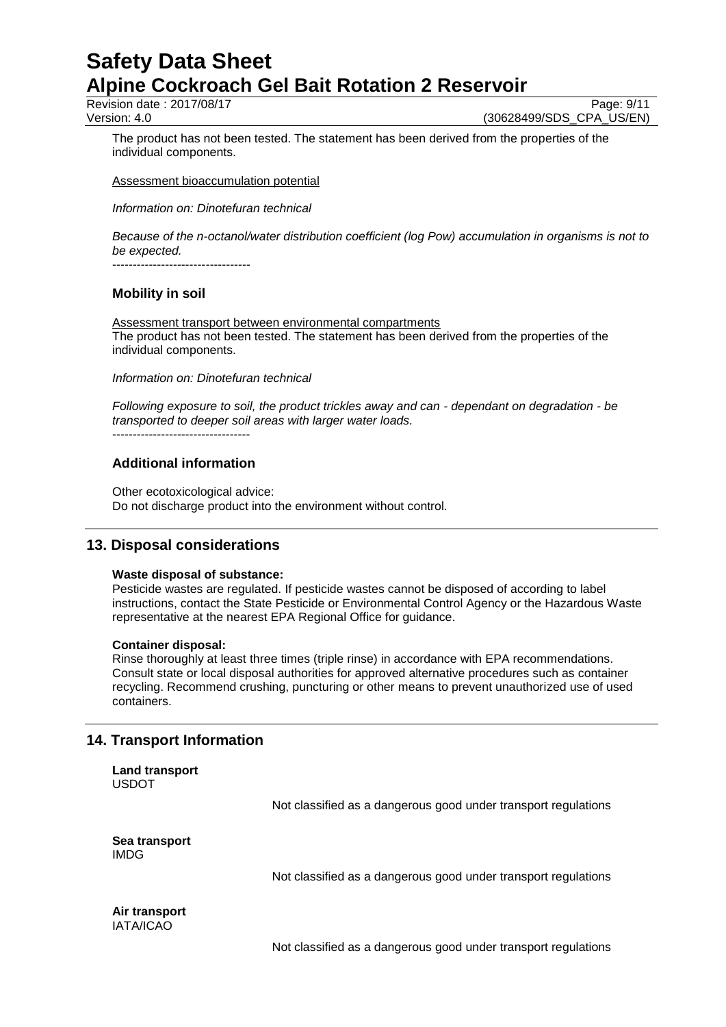The product has not been tested. The statement has been derived from the properties of the individual components.

Assessment bioaccumulation potential

*Information on: Dinotefuran technical*

*Because of the n-octanol/water distribution coefficient (log Pow) accumulation in organisms is not to be expected.*

----------------------------------

### Mobility in soil

Assessment transport between environmental compartments

The product has not been tested. The statement has been derived from the properties of the individual components.

*Information on: Dinotefuran technical*

*Following exposure to soil, the product trickles away and can - dependant on degradation - be transported to deeper soil areas with larger water loads.*

----------------------------------

### Additional information

Other ecotoxicological advice:
Do not discharge product into the environment without control.

## 13. Disposal considerations

**Waste disposal of substance:**

Pesticide wastes are regulated. If pesticide wastes cannot be disposed of according to label instructions, contact the State Pesticide or Environmental Control Agency or the Hazardous Waste representative at the nearest EPA Regional Office for guidance.

**Container disposal:**

Rinse thoroughly at least three times (triple rinse) in accordance with EPA recommendations. Consult state or local disposal authorities for approved alternative procedures such as container recycling. Recommend crushing, puncturing or other means to prevent unauthorized use of used containers.

## 14. Transport Information

**Land transport**
USDOT

Not classified as a dangerous good under transport regulations

**Sea transport**
IMDG

Not classified as a dangerous good under transport regulations

**Air transport**
IATA/ICAO

Not classified as a dangerous good under transport regulations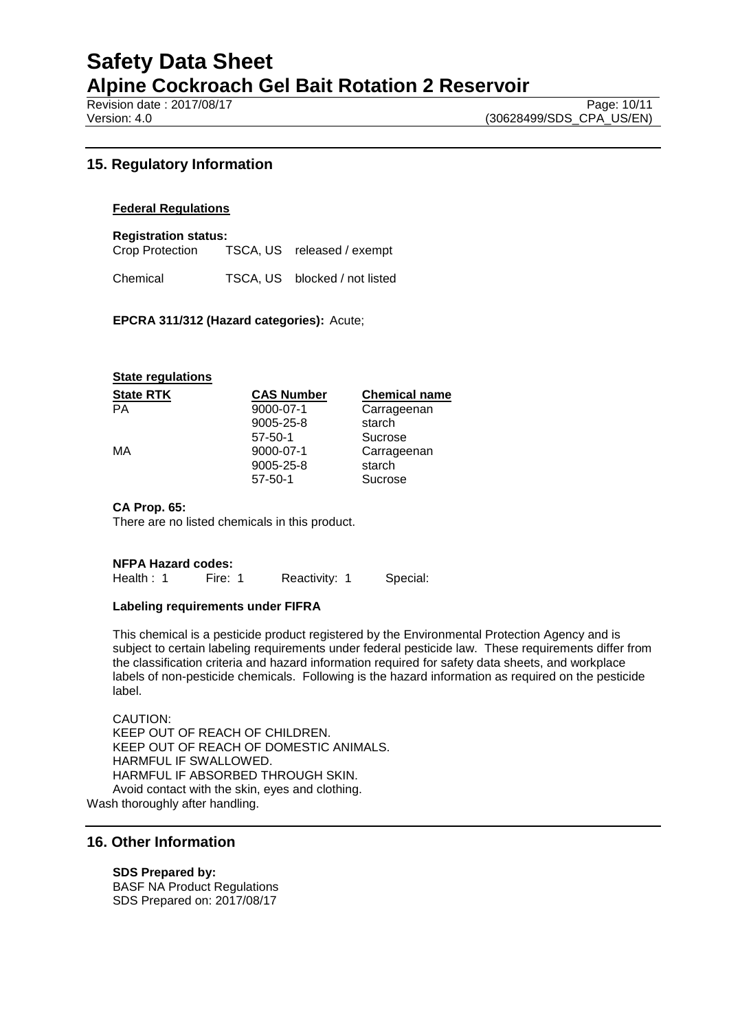## 15. Regulatory Information

**Federal Regulations**

**Registration status:**

| | | |
|---|---|---|
| Crop Protection | TSCA, US | released / exempt |
| Chemical | TSCA, US | blocked / not listed |

**EPCRA 311/312 (Hazard categories):** Acute;

**State regulations**

| State RTK | CAS Number | Chemical name |
|---|---|---|
| PA | 9000-07-1 | Carrageenan |
| | 9005-25-8 | starch |
| | 57-50-1 | Sucrose |
| MA | 9000-07-1 | Carrageenan |
| | 9005-25-8 | starch |
| | 57-50-1 | Sucrose |

**CA Prop. 65:**
There are no listed chemicals in this product.

**NFPA Hazard codes:**
Health : 1 Fire: 1 Reactivity: 1 Special:

**Labeling requirements under FIFRA**

This chemical is a pesticide product registered by the Environmental Protection Agency and is subject to certain labeling requirements under federal pesticide law. These requirements differ from the classification criteria and hazard information required for safety data sheets, and workplace labels of non-pesticide chemicals. Following is the hazard information as required on the pesticide label.

CAUTION:
KEEP OUT OF REACH OF CHILDREN.
KEEP OUT OF REACH OF DOMESTIC ANIMALS.
HARMFUL IF SWALLOWED.
HARMFUL IF ABSORBED THROUGH SKIN.
Avoid contact with the skin, eyes and clothing.
Wash thoroughly after handling.

## 16. Other Information

**SDS Prepared by:**
BASF NA Product Regulations
SDS Prepared on: 2017/08/17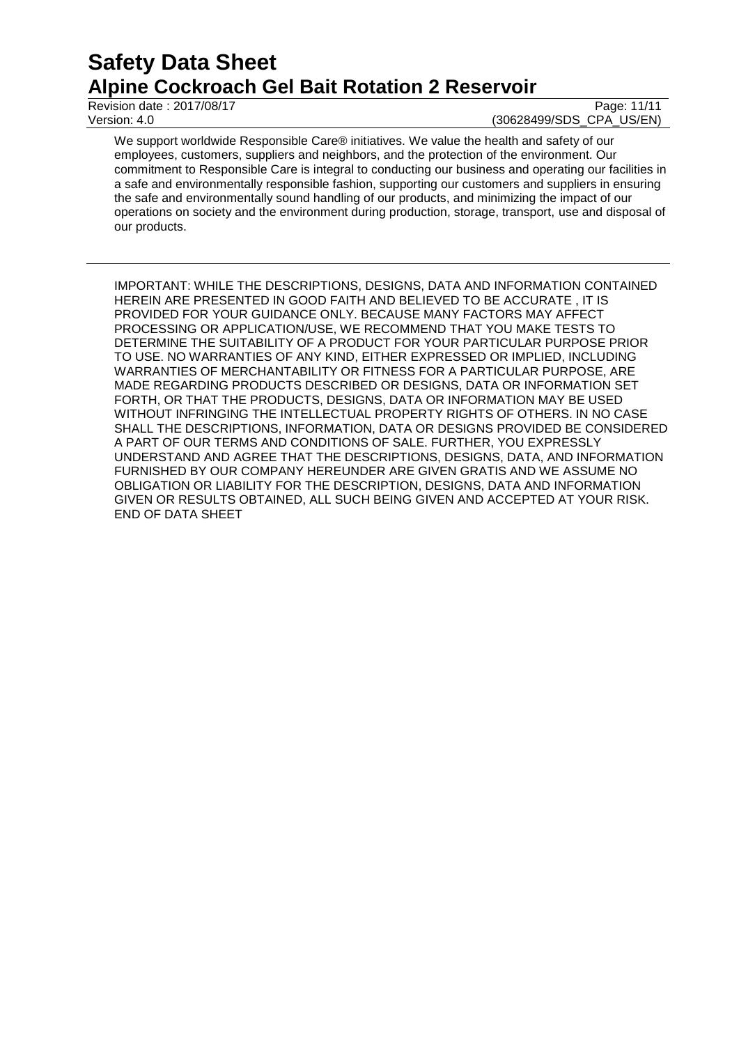We support worldwide Responsible Care® initiatives. We value the health and safety of our employees, customers, suppliers and neighbors, and the protection of the environment. Our commitment to Responsible Care is integral to conducting our business and operating our facilities in a safe and environmentally responsible fashion, supporting our customers and suppliers in ensuring the safe and environmentally sound handling of our products, and minimizing the impact of our operations on society and the environment during production, storage, transport, use and disposal of our products.

---

IMPORTANT: WHILE THE DESCRIPTIONS, DESIGNS, DATA AND INFORMATION CONTAINED HEREIN ARE PRESENTED IN GOOD FAITH AND BELIEVED TO BE ACCURATE , IT IS PROVIDED FOR YOUR GUIDANCE ONLY. BECAUSE MANY FACTORS MAY AFFECT PROCESSING OR APPLICATION/USE, WE RECOMMEND THAT YOU MAKE TESTS TO DETERMINE THE SUITABILITY OF A PRODUCT FOR YOUR PARTICULAR PURPOSE PRIOR TO USE. NO WARRANTIES OF ANY KIND, EITHER EXPRESSED OR IMPLIED, INCLUDING WARRANTIES OF MERCHANTABILITY OR FITNESS FOR A PARTICULAR PURPOSE, ARE MADE REGARDING PRODUCTS DESCRIBED OR DESIGNS, DATA OR INFORMATION SET FORTH, OR THAT THE PRODUCTS, DESIGNS, DATA OR INFORMATION MAY BE USED WITHOUT INFRINGING THE INTELLECTUAL PROPERTY RIGHTS OF OTHERS. IN NO CASE SHALL THE DESCRIPTIONS, INFORMATION, DATA OR DESIGNS PROVIDED BE CONSIDERED A PART OF OUR TERMS AND CONDITIONS OF SALE. FURTHER, YOU EXPRESSLY UNDERSTAND AND AGREE THAT THE DESCRIPTIONS, DESIGNS, DATA, AND INFORMATION FURNISHED BY OUR COMPANY HEREUNDER ARE GIVEN GRATIS AND WE ASSUME NO OBLIGATION OR LIABILITY FOR THE DESCRIPTION, DESIGNS, DATA AND INFORMATION GIVEN OR RESULTS OBTAINED, ALL SUCH BEING GIVEN AND ACCEPTED AT YOUR RISK.
END OF DATA SHEET